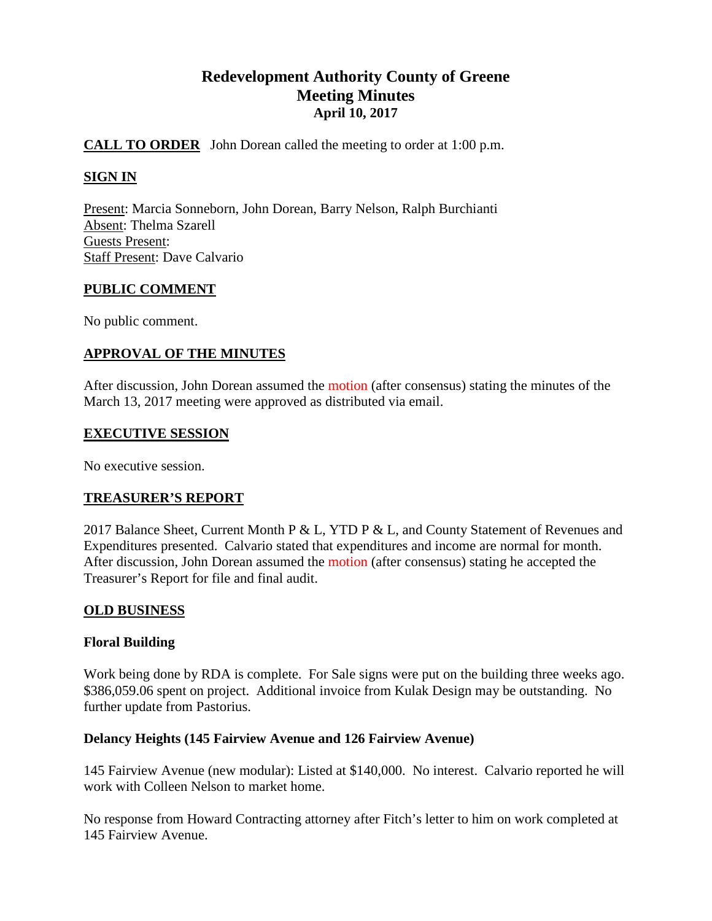# Redevelopment Authority County of Greene
## Meeting Minutes
### April 10, 2017

**CALL TO ORDER** John Dorean called the meeting to order at 1:00 p.m.

**SIGN IN**

Present: Marcia Sonneborn, John Dorean, Barry Nelson, Ralph Burchianti
Absent: Thelma Szarell
Guests Present:
Staff Present: Dave Calvario

**PUBLIC COMMENT**

No public comment.

**APPROVAL OF THE MINUTES**

After discussion, John Dorean assumed the motion (after consensus) stating the minutes of the March 13, 2017 meeting were approved as distributed via email.

**EXECUTIVE SESSION**

No executive session.

**TREASURER'S REPORT**

2017 Balance Sheet, Current Month P & L, YTD P & L, and County Statement of Revenues and Expenditures presented. Calvario stated that expenditures and income are normal for month. After discussion, John Dorean assumed the motion (after consensus) stating he accepted the Treasurer's Report for file and final audit.

**OLD BUSINESS**

**Floral Building**

Work being done by RDA is complete. For Sale signs were put on the building three weeks ago. $386,059.06 spent on project. Additional invoice from Kulak Design may be outstanding. No further update from Pastorius.

**Delancy Heights (145 Fairview Avenue and 126 Fairview Avenue)**

145 Fairview Avenue (new modular): Listed at $140,000. No interest. Calvario reported he will work with Colleen Nelson to market home.

No response from Howard Contracting attorney after Fitch's letter to him on work completed at 145 Fairview Avenue.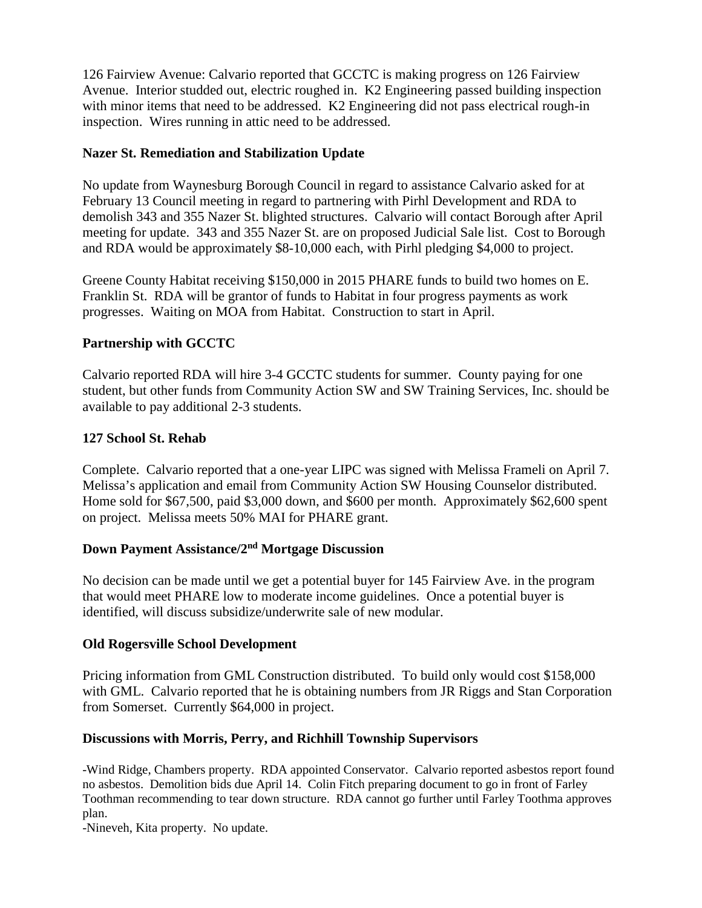126 Fairview Avenue: Calvario reported that GCCTC is making progress on 126 Fairview Avenue. Interior studded out, electric roughed in. K2 Engineering passed building inspection with minor items that need to be addressed. K2 Engineering did not pass electrical rough-in inspection. Wires running in attic need to be addressed.

**Nazer St. Remediation and Stabilization Update**

No update from Waynesburg Borough Council in regard to assistance Calvario asked for at February 13 Council meeting in regard to partnering with Pirhl Development and RDA to demolish 343 and 355 Nazer St. blighted structures. Calvario will contact Borough after April meeting for update. 343 and 355 Nazer St. are on proposed Judicial Sale list. Cost to Borough and RDA would be approximately $8-10,000 each, with Pirhl pledging $4,000 to project.

Greene County Habitat receiving $150,000 in 2015 PHARE funds to build two homes on E. Franklin St. RDA will be grantor of funds to Habitat in four progress payments as work progresses. Waiting on MOA from Habitat. Construction to start in April.

**Partnership with GCCTC**

Calvario reported RDA will hire 3-4 GCCTC students for summer. County paying for one student, but other funds from Community Action SW and SW Training Services, Inc. should be available to pay additional 2-3 students.

**127 School St. Rehab**

Complete. Calvario reported that a one-year LIPC was signed with Melissa Frameli on April 7. Melissa's application and email from Community Action SW Housing Counselor distributed. Home sold for $67,500, paid $3,000 down, and $600 per month. Approximately $62,600 spent on project. Melissa meets 50% MAI for PHARE grant.

**Down Payment Assistance/2nd Mortgage Discussion**

No decision can be made until we get a potential buyer for 145 Fairview Ave. in the program that would meet PHARE low to moderate income guidelines. Once a potential buyer is identified, will discuss subsidize/underwrite sale of new modular.

**Old Rogersville School Development**

Pricing information from GML Construction distributed. To build only would cost $158,000 with GML. Calvario reported that he is obtaining numbers from JR Riggs and Stan Corporation from Somerset. Currently $64,000 in project.

**Discussions with Morris, Perry, and Richhill Township Supervisors**

-Wind Ridge, Chambers property. RDA appointed Conservator. Calvario reported asbestos report found no asbestos. Demolition bids due April 14. Colin Fitch preparing document to go in front of Farley Toothman recommending to tear down structure. RDA cannot go further until Farley Toothma approves plan.

-Nineveh, Kita property. No update.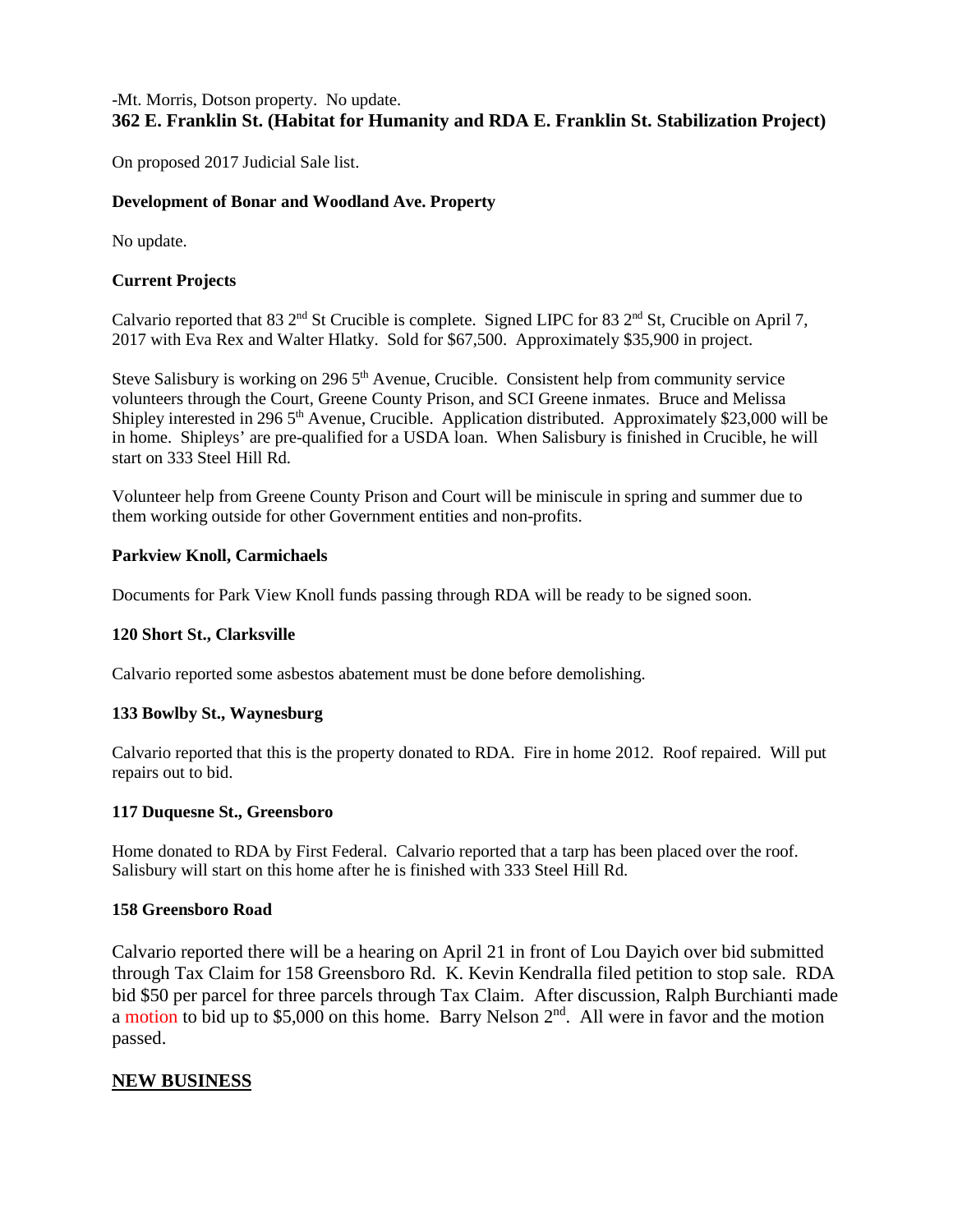-Mt. Morris, Dotson property. No update.

**362 E. Franklin St. (Habitat for Humanity and RDA E. Franklin St. Stabilization Project)**

On proposed 2017 Judicial Sale list.

**Development of Bonar and Woodland Ave. Property**

No update.

**Current Projects**

Calvario reported that 83 2nd St Crucible is complete. Signed LIPC for 83 2nd St, Crucible on April 7, 2017 with Eva Rex and Walter Hlatky. Sold for $67,500. Approximately $35,900 in project.

Steve Salisbury is working on 296 5th Avenue, Crucible. Consistent help from community service volunteers through the Court, Greene County Prison, and SCI Greene inmates. Bruce and Melissa Shipley interested in 296 5th Avenue, Crucible. Application distributed. Approximately $23,000 will be in home. Shipleys' are pre-qualified for a USDA loan. When Salisbury is finished in Crucible, he will start on 333 Steel Hill Rd.

Volunteer help from Greene County Prison and Court will be miniscule in spring and summer due to them working outside for other Government entities and non-profits.

**Parkview Knoll, Carmichaels**

Documents for Park View Knoll funds passing through RDA will be ready to be signed soon.

**120 Short St., Clarksville**

Calvario reported some asbestos abatement must be done before demolishing.

**133 Bowlby St., Waynesburg**

Calvario reported that this is the property donated to RDA. Fire in home 2012. Roof repaired. Will put repairs out to bid.

**117 Duquesne St., Greensboro**

Home donated to RDA by First Federal. Calvario reported that a tarp has been placed over the roof. Salisbury will start on this home after he is finished with 333 Steel Hill Rd.

**158 Greensboro Road**

Calvario reported there will be a hearing on April 21 in front of Lou Dayich over bid submitted through Tax Claim for 158 Greensboro Rd. K. Kevin Kendralla filed petition to stop sale. RDA bid $50 per parcel for three parcels through Tax Claim. After discussion, Ralph Burchianti made a motion to bid up to $5,000 on this home. Barry Nelson 2nd. All were in favor and the motion passed.

## NEW BUSINESS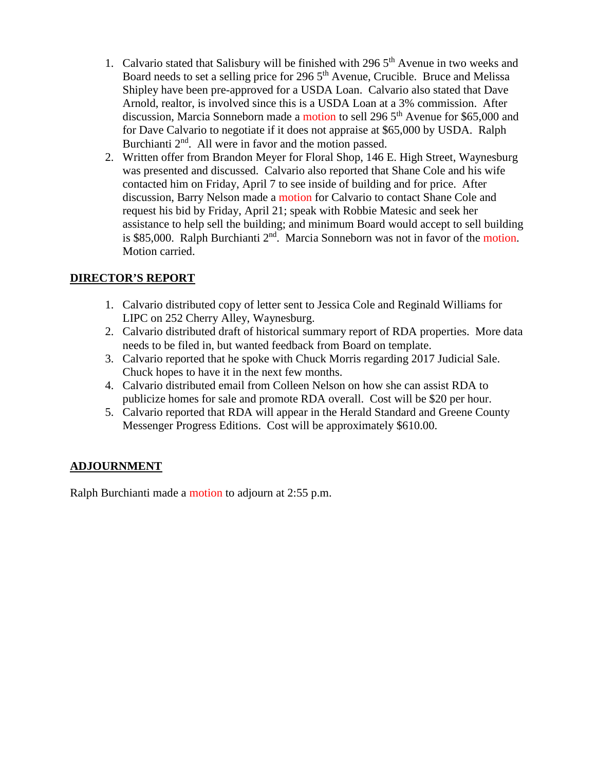1. Calvario stated that Salisbury will be finished with 296 5th Avenue in two weeks and Board needs to set a selling price for 296 5th Avenue, Crucible. Bruce and Melissa Shipley have been pre-approved for a USDA Loan. Calvario also stated that Dave Arnold, realtor, is involved since this is a USDA Loan at a 3% commission. After discussion, Marcia Sonneborn made a motion to sell 296 5th Avenue for $65,000 and for Dave Calvario to negotiate if it does not appraise at $65,000 by USDA. Ralph Burchianti 2nd. All were in favor and the motion passed.
2. Written offer from Brandon Meyer for Floral Shop, 146 E. High Street, Waynesburg was presented and discussed. Calvario also reported that Shane Cole and his wife contacted him on Friday, April 7 to see inside of building and for price. After discussion, Barry Nelson made a motion for Calvario to contact Shane Cole and request his bid by Friday, April 21; speak with Robbie Matesic and seek her assistance to help sell the building; and minimum Board would accept to sell building is $85,000. Ralph Burchianti 2nd. Marcia Sonneborn was not in favor of the motion. Motion carried.

## DIRECTOR'S REPORT

1. Calvario distributed copy of letter sent to Jessica Cole and Reginald Williams for LIPC on 252 Cherry Alley, Waynesburg.
2. Calvario distributed draft of historical summary report of RDA properties. More data needs to be filed in, but wanted feedback from Board on template.
3. Calvario reported that he spoke with Chuck Morris regarding 2017 Judicial Sale. Chuck hopes to have it in the next few months.
4. Calvario distributed email from Colleen Nelson on how she can assist RDA to publicize homes for sale and promote RDA overall. Cost will be $20 per hour.
5. Calvario reported that RDA will appear in the Herald Standard and Greene County Messenger Progress Editions. Cost will be approximately $610.00.

## ADJOURNMENT

Ralph Burchianti made a motion to adjourn at 2:55 p.m.